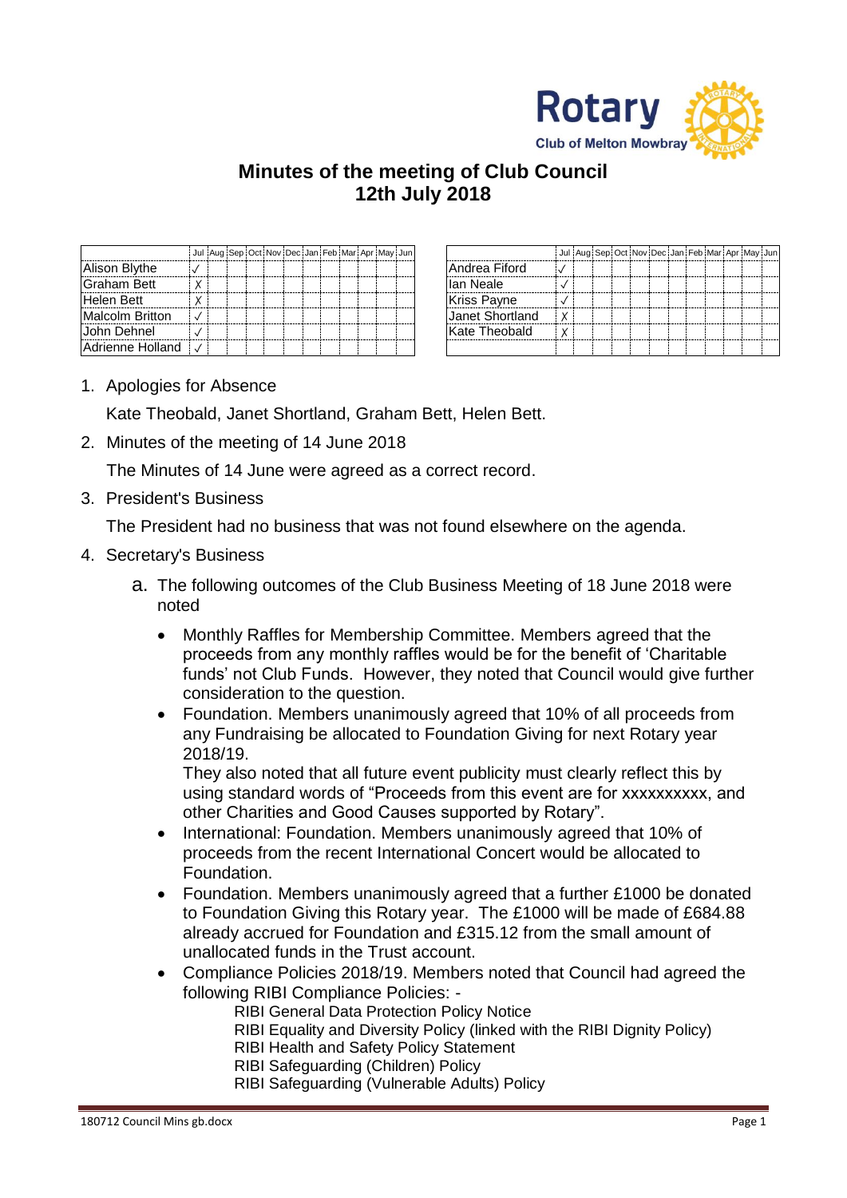Rotary
Club of Melton Mowbray

# Minutes of the meeting of Club Council
## 12th July 2018

| | Jul | Aug | Sep | Oct | Nov | Dec | Jan | Feb | Mar | Apr | May | Jun |
|---|---|---|---|---|---|---|---|---|---|---|---|---|
| Alison Blythe | ✓ | | | | | | | | | | | |
| Graham Bett | X | | | | | | | | | | | |
| Helen Bett | X | | | | | | | | | | | |
| Malcolm Britton | ✓ | | | | | | | | | | | |
| John Dehnel | ✓ | | | | | | | | | | | |
| Adrienne Holland | ✓ | | | | | | | | | | | |

| | Jul | Aug | Sep | Oct | Nov | Dec | Jan | Feb | Mar | Apr | May | Jun |
|---|---|---|---|---|---|---|---|---|---|---|---|---|
| Andrea Fiford | ✓ | | | | | | | | | | | |
| Ian Neale | ✓ | | | | | | | | | | | |
| Kriss Payne | ✓ | | | | | | | | | | | |
| Janet Shortland | X | | | | | | | | | | | |
| Kate Theobald | X | | | | | | | | | | | |
| | | | | | | | | | | | | |

1. Apologies for Absence

   Kate Theobald, Janet Shortland, Graham Bett, Helen Bett.

2. Minutes of the meeting of 14 June 2018

   The Minutes of 14 June were agreed as a correct record.

3. President's Business

   The President had no business that was not found elsewhere on the agenda.

4. Secretary's Business

   a. The following outcomes of the Club Business Meeting of 18 June 2018 were noted

   - Monthly Raffles for Membership Committee. Members agreed that the proceeds from any monthly raffles would be for the benefit of 'Charitable funds' not Club Funds. However, they noted that Council would give further consideration to the question.
   - Foundation. Members unanimously agreed that 10% of all proceeds from any Fundraising be allocated to Foundation Giving for next Rotary year 2018/19.
     They also noted that all future event publicity must clearly reflect this by using standard words of "Proceeds from this event are for xxxxxxxxxx, and other Charities and Good Causes supported by Rotary".
   - International: Foundation. Members unanimously agreed that 10% of proceeds from the recent International Concert would be allocated to Foundation.
   - Foundation. Members unanimously agreed that a further £1000 be donated to Foundation Giving this Rotary year. The £1000 will be made of £684.88 already accrued for Foundation and £315.12 from the small amount of unallocated funds in the Trust account.
   - Compliance Policies 2018/19. Members noted that Council had agreed the following RIBI Compliance Policies: -
     - RIBI General Data Protection Policy Notice
     - RIBI Equality and Diversity Policy (linked with the RIBI Dignity Policy)
     - RIBI Health and Safety Policy Statement
     - RIBI Safeguarding (Children) Policy
     - RIBI Safeguarding (Vulnerable Adults) Policy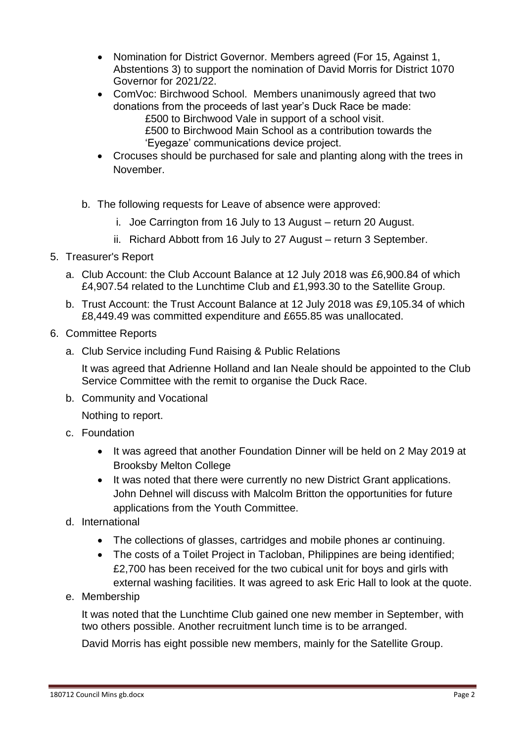- Nomination for District Governor. Members agreed (For 15, Against 1, Abstentions 3) to support the nomination of David Morris for District 1070 Governor for 2021/22.
- ComVoc: Birchwood School. Members unanimously agreed that two donations from the proceeds of last year's Duck Race be made:
  - £500 to Birchwood Vale in support of a school visit.
  - £500 to Birchwood Main School as a contribution towards the 'Eyegaze' communications device project.
- Crocuses should be purchased for sale and planting along with the trees in November.

b. The following requests for Leave of absence were approved:

   i. Joe Carrington from 16 July to 13 August – return 20 August.

   ii. Richard Abbott from 16 July to 27 August – return 3 September.

5. Treasurer's Report

   a. Club Account: the Club Account Balance at 12 July 2018 was £6,900.84 of which £4,907.54 related to the Lunchtime Club and £1,993.30 to the Satellite Group.

   b. Trust Account: the Trust Account Balance at 12 July 2018 was £9,105.34 of which £8,449.49 was committed expenditure and £655.85 was unallocated.

6. Committee Reports

   a. Club Service including Fund Raising & Public Relations

      It was agreed that Adrienne Holland and Ian Neale should be appointed to the Club Service Committee with the remit to organise the Duck Race.

   b. Community and Vocational

      Nothing to report.

   c. Foundation

      - It was agreed that another Foundation Dinner will be held on 2 May 2019 at Brooksby Melton College
      - It was noted that there were currently no new District Grant applications. John Dehnel will discuss with Malcolm Britton the opportunities for future applications from the Youth Committee.

   d. International

      - The collections of glasses, cartridges and mobile phones ar continuing.
      - The costs of a Toilet Project in Tacloban, Philippines are being identified; £2,700 has been received for the two cubical unit for boys and girls with external washing facilities. It was agreed to ask Eric Hall to look at the quote.

   e. Membership

      It was noted that the Lunchtime Club gained one new member in September, with two others possible. Another recruitment lunch time is to be arranged.

      David Morris has eight possible new members, mainly for the Satellite Group.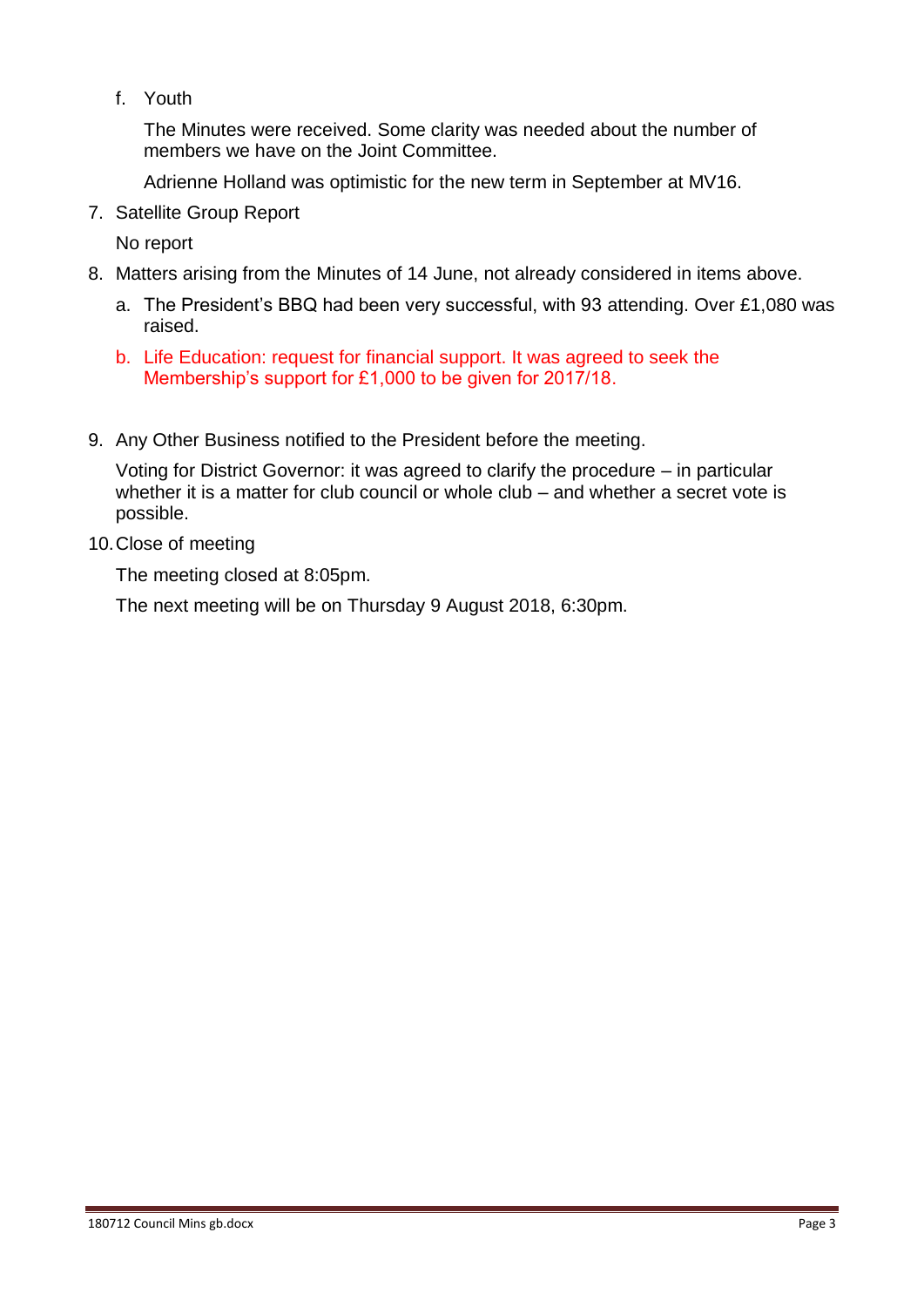f. Youth

   The Minutes were received. Some clarity was needed about the number of members we have on the Joint Committee.

   Adrienne Holland was optimistic for the new term in September at MV16.

7. Satellite Group Report

   No report

8. Matters arising from the Minutes of 14 June, not already considered in items above.

   a. The President's BBQ had been very successful, with 93 attending. Over £1,080 was raised.

   b. Life Education: request for financial support. It was agreed to seek the Membership's support for £1,000 to be given for 2017/18.

9. Any Other Business notified to the President before the meeting.

   Voting for District Governor: it was agreed to clarify the procedure – in particular whether it is a matter for club council or whole club – and whether a secret vote is possible.

10. Close of meeting

    The meeting closed at 8:05pm.

    The next meeting will be on Thursday 9 August 2018, 6:30pm.